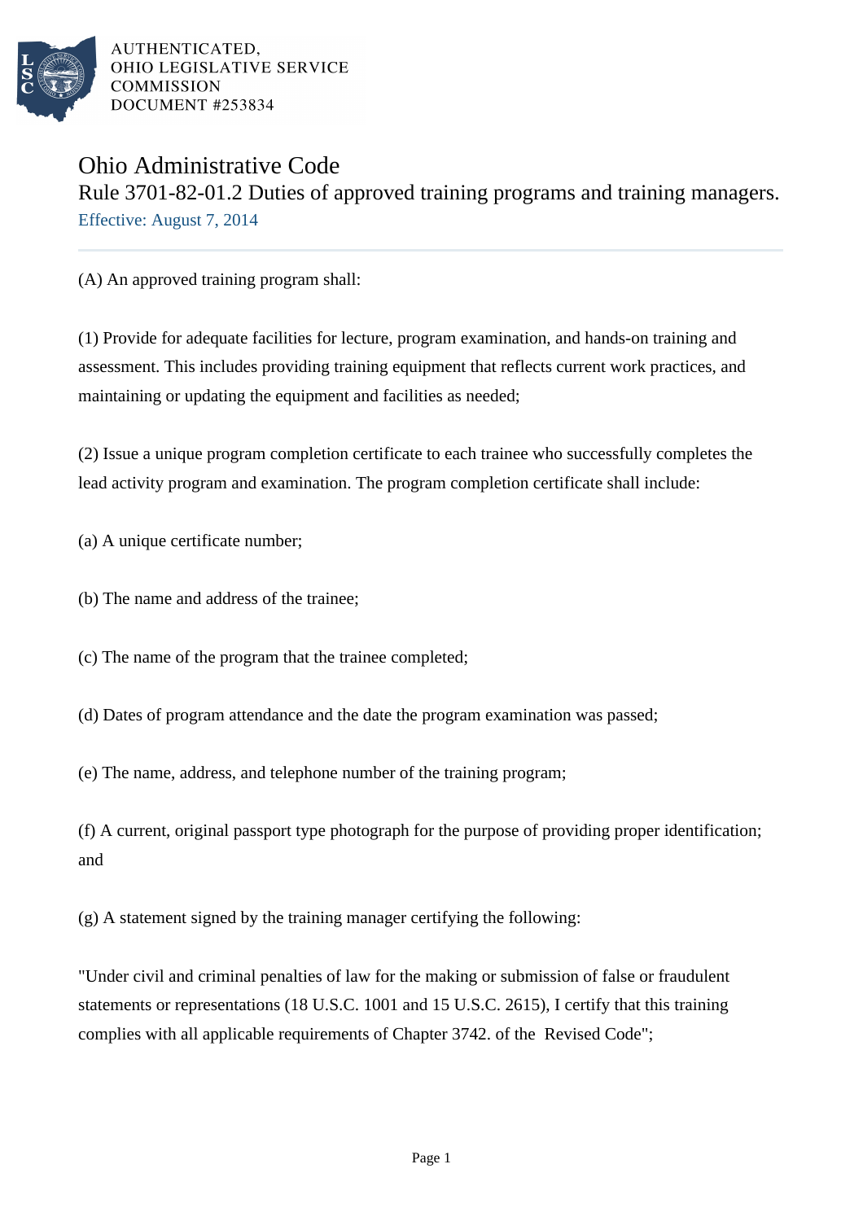AUTHENTICATED,
OHIO LEGISLATIVE SERVICE
COMMISSION
DOCUMENT #253834

# Ohio Administrative Code

## Rule 3701-82-01.2 Duties of approved training programs and training managers.

Effective: August 7, 2014

---

(A) An approved training program shall:

(1) Provide for adequate facilities for lecture, program examination, and hands-on training and assessment. This includes providing training equipment that reflects current work practices, and maintaining or updating the equipment and facilities as needed;

(2) Issue a unique program completion certificate to each trainee who successfully completes the lead activity program and examination. The program completion certificate shall include:

(a) A unique certificate number;

(b) The name and address of the trainee;

(c) The name of the program that the trainee completed;

(d) Dates of program attendance and the date the program examination was passed;

(e) The name, address, and telephone number of the training program;

(f) A current, original passport type photograph for the purpose of providing proper identification; and

(g) A statement signed by the training manager certifying the following:

"Under civil and criminal penalties of law for the making or submission of false or fraudulent statements or representations (18 U.S.C. 1001 and 15 U.S.C. 2615), I certify that this training complies with all applicable requirements of Chapter 3742. of the Revised Code";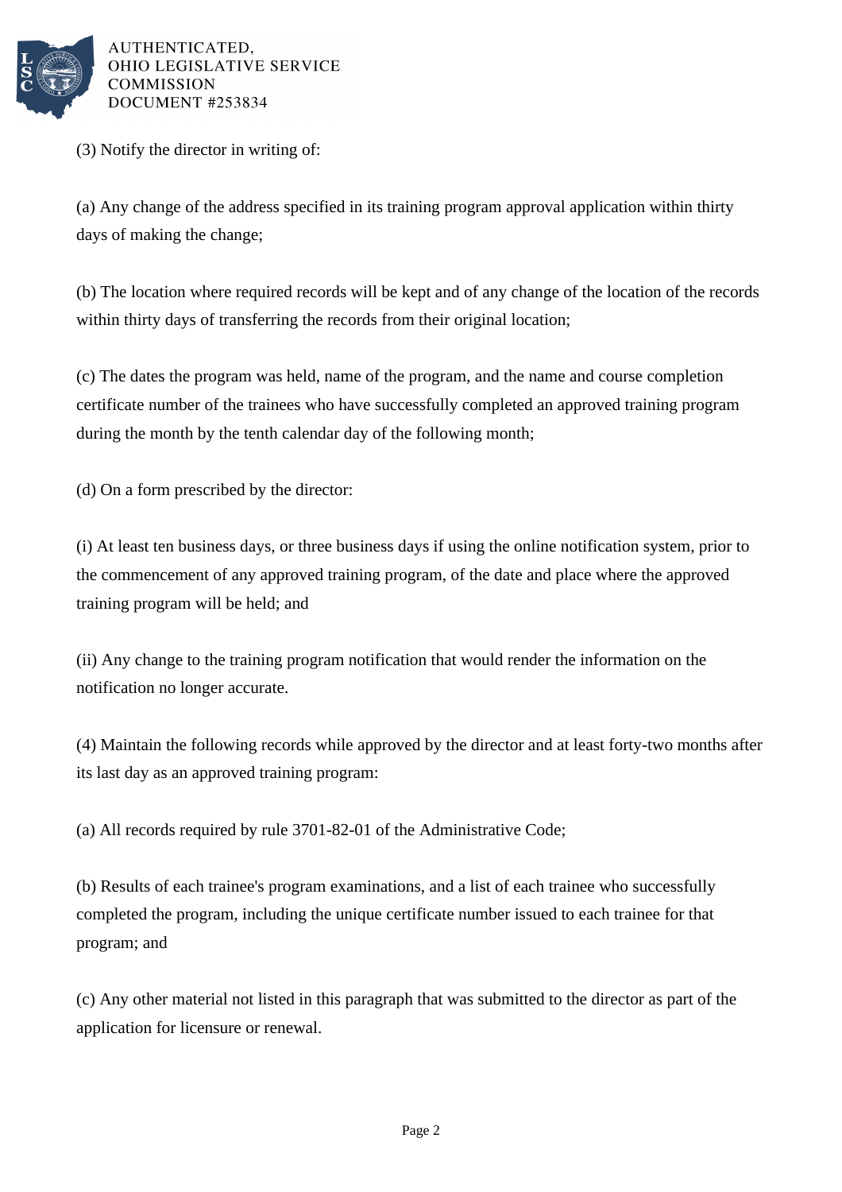(3) Notify the director in writing of:

(a) Any change of the address specified in its training program approval application within thirty days of making the change;

(b) The location where required records will be kept and of any change of the location of the records within thirty days of transferring the records from their original location;

(c) The dates the program was held, name of the program, and the name and course completion certificate number of the trainees who have successfully completed an approved training program during the month by the tenth calendar day of the following month;

(d) On a form prescribed by the director:

(i) At least ten business days, or three business days if using the online notification system, prior to the commencement of any approved training program, of the date and place where the approved training program will be held; and

(ii) Any change to the training program notification that would render the information on the notification no longer accurate.

(4) Maintain the following records while approved by the director and at least forty-two months after its last day as an approved training program:

(a) All records required by rule 3701-82-01 of the Administrative Code;

(b) Results of each trainee's program examinations, and a list of each trainee who successfully completed the program, including the unique certificate number issued to each trainee for that program; and

(c) Any other material not listed in this paragraph that was submitted to the director as part of the application for licensure or renewal.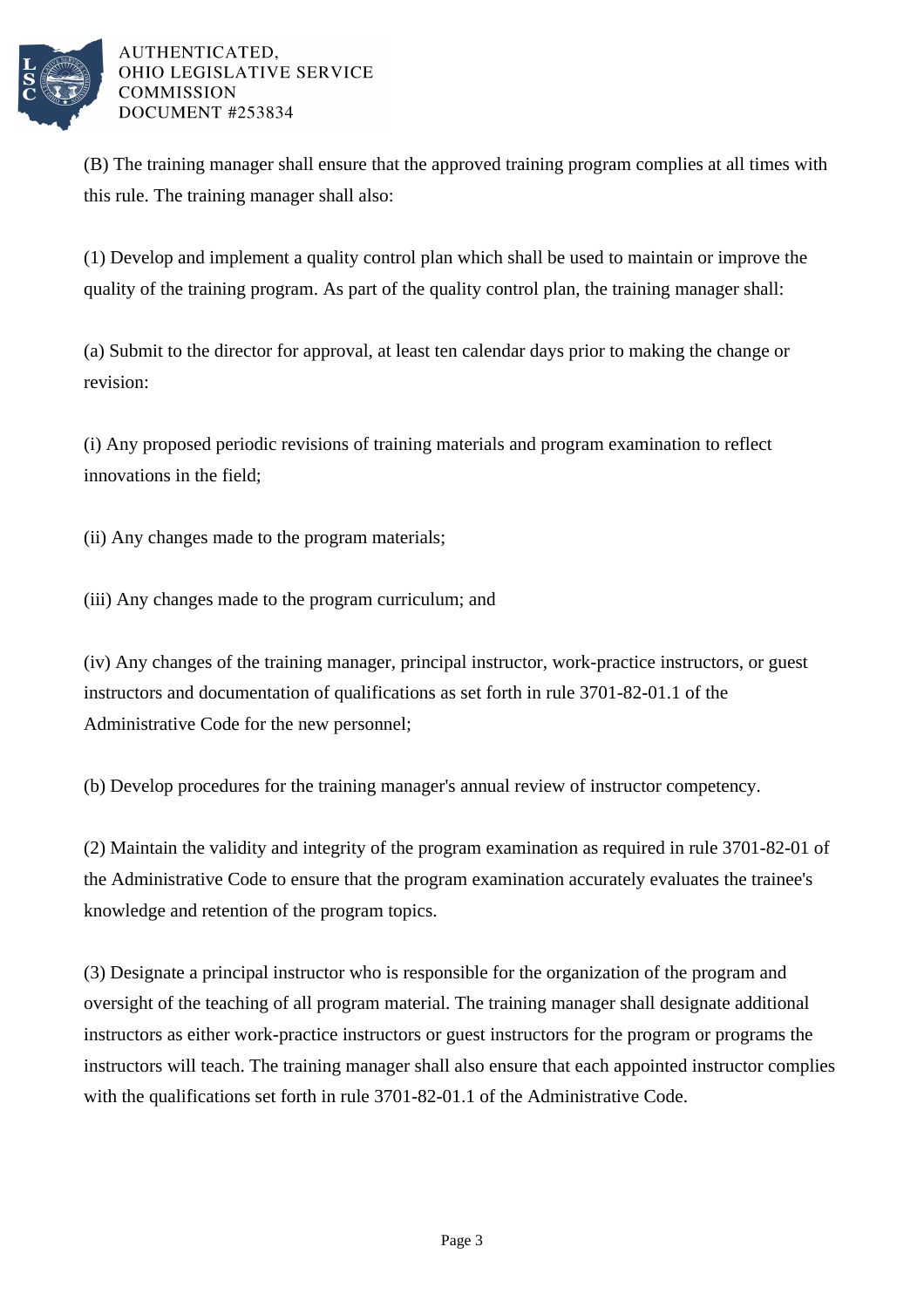(B) The training manager shall ensure that the approved training program complies at all times with this rule. The training manager shall also:

(1) Develop and implement a quality control plan which shall be used to maintain or improve the quality of the training program. As part of the quality control plan, the training manager shall:

(a) Submit to the director for approval, at least ten calendar days prior to making the change or revision:

(i) Any proposed periodic revisions of training materials and program examination to reflect innovations in the field;

(ii) Any changes made to the program materials;

(iii) Any changes made to the program curriculum; and

(iv) Any changes of the training manager, principal instructor, work-practice instructors, or guest instructors and documentation of qualifications as set forth in rule 3701-82-01.1 of the Administrative Code for the new personnel;

(b) Develop procedures for the training manager's annual review of instructor competency.

(2) Maintain the validity and integrity of the program examination as required in rule 3701-82-01 of the Administrative Code to ensure that the program examination accurately evaluates the trainee's knowledge and retention of the program topics.

(3) Designate a principal instructor who is responsible for the organization of the program and oversight of the teaching of all program material. The training manager shall designate additional instructors as either work-practice instructors or guest instructors for the program or programs the instructors will teach. The training manager shall also ensure that each appointed instructor complies with the qualifications set forth in rule 3701-82-01.1 of the Administrative Code.